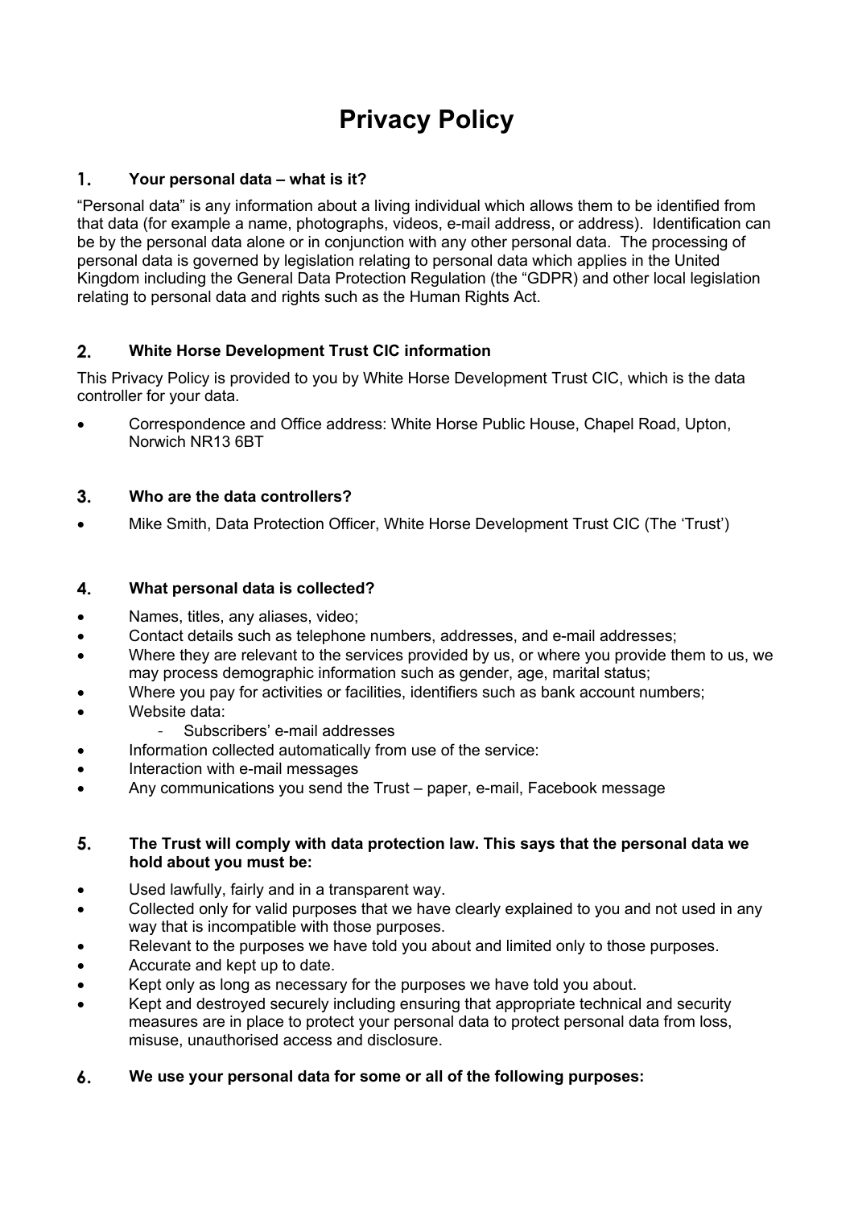# Privacy Policy

## 1. Your personal data – what is it?

"Personal data" is any information about a living individual which allows them to be identified from that data (for example a name, photographs, videos, e-mail address, or address). Identification can be by the personal data alone or in conjunction with any other personal data. The processing of personal data is governed by legislation relating to personal data which applies in the United Kingdom including the General Data Protection Regulation (the "GDPR) and other local legislation relating to personal data and rights such as the Human Rights Act.

## 2. White Horse Development Trust CIC information

This Privacy Policy is provided to you by White Horse Development Trust CIC, which is the data controller for your data.

- Correspondence and Office address: White Horse Public House, Chapel Road, Upton, Norwich NR13 6BT

## 3. Who are the data controllers?

- Mike Smith, Data Protection Officer, White Horse Development Trust CIC (The 'Trust')

## 4. What personal data is collected?

- Names, titles, any aliases, video;
- Contact details such as telephone numbers, addresses, and e-mail addresses;
- Where they are relevant to the services provided by us, or where you provide them to us, we may process demographic information such as gender, age, marital status;
- Where you pay for activities or facilities, identifiers such as bank account numbers;
- Website data:
  - Subscribers' e-mail addresses
- Information collected automatically from use of the service:
- Interaction with e-mail messages
- Any communications you send the Trust – paper, e-mail, Facebook message

## 5. The Trust will comply with data protection law. This says that the personal data we hold about you must be:

- Used lawfully, fairly and in a transparent way.
- Collected only for valid purposes that we have clearly explained to you and not used in any way that is incompatible with those purposes.
- Relevant to the purposes we have told you about and limited only to those purposes.
- Accurate and kept up to date.
- Kept only as long as necessary for the purposes we have told you about.
- Kept and destroyed securely including ensuring that appropriate technical and security measures are in place to protect your personal data to protect personal data from loss, misuse, unauthorised access and disclosure.

## 6. We use your personal data for some or all of the following purposes: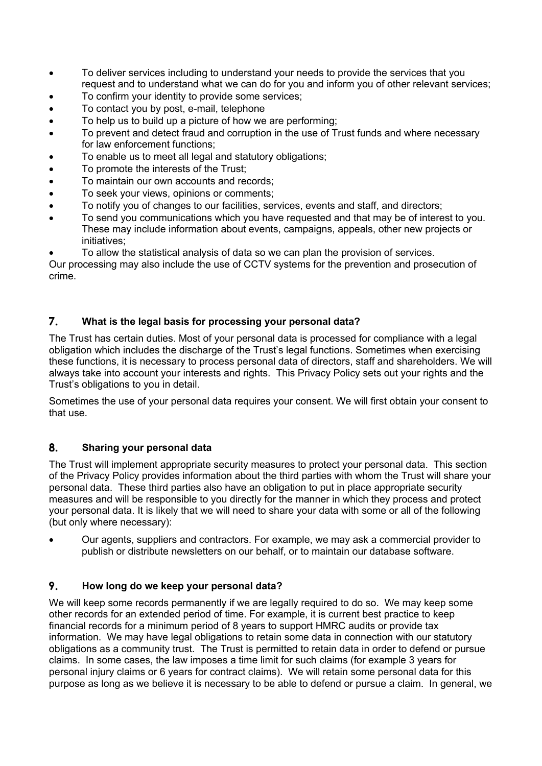- To deliver services including to understand your needs to provide the services that you request and to understand what we can do for you and inform you of other relevant services;
- To confirm your identity to provide some services;
- To contact you by post, e-mail, telephone
- To help us to build up a picture of how we are performing;
- To prevent and detect fraud and corruption in the use of Trust funds and where necessary for law enforcement functions;
- To enable us to meet all legal and statutory obligations;
- To promote the interests of the Trust;
- To maintain our own accounts and records;
- To seek your views, opinions or comments;
- To notify you of changes to our facilities, services, events and staff, and directors;
- To send you communications which you have requested and that may be of interest to you. These may include information about events, campaigns, appeals, other new projects or initiatives;
- To allow the statistical analysis of data so we can plan the provision of services.

Our processing may also include the use of CCTV systems for the prevention and prosecution of crime.

## 7. What is the legal basis for processing your personal data?

The Trust has certain duties. Most of your personal data is processed for compliance with a legal obligation which includes the discharge of the Trust's legal functions. Sometimes when exercising these functions, it is necessary to process personal data of directors, staff and shareholders. We will always take into account your interests and rights. This Privacy Policy sets out your rights and the Trust's obligations to you in detail.

Sometimes the use of your personal data requires your consent. We will first obtain your consent to that use.

## 8. Sharing your personal data

The Trust will implement appropriate security measures to protect your personal data. This section of the Privacy Policy provides information about the third parties with whom the Trust will share your personal data. These third parties also have an obligation to put in place appropriate security measures and will be responsible to you directly for the manner in which they process and protect your personal data. It is likely that we will need to share your data with some or all of the following (but only where necessary):

- Our agents, suppliers and contractors. For example, we may ask a commercial provider to publish or distribute newsletters on our behalf, or to maintain our database software.

## 9. How long do we keep your personal data?

We will keep some records permanently if we are legally required to do so. We may keep some other records for an extended period of time. For example, it is current best practice to keep financial records for a minimum period of 8 years to support HMRC audits or provide tax information. We may have legal obligations to retain some data in connection with our statutory obligations as a community trust. The Trust is permitted to retain data in order to defend or pursue claims. In some cases, the law imposes a time limit for such claims (for example 3 years for personal injury claims or 6 years for contract claims). We will retain some personal data for this purpose as long as we believe it is necessary to be able to defend or pursue a claim. In general, we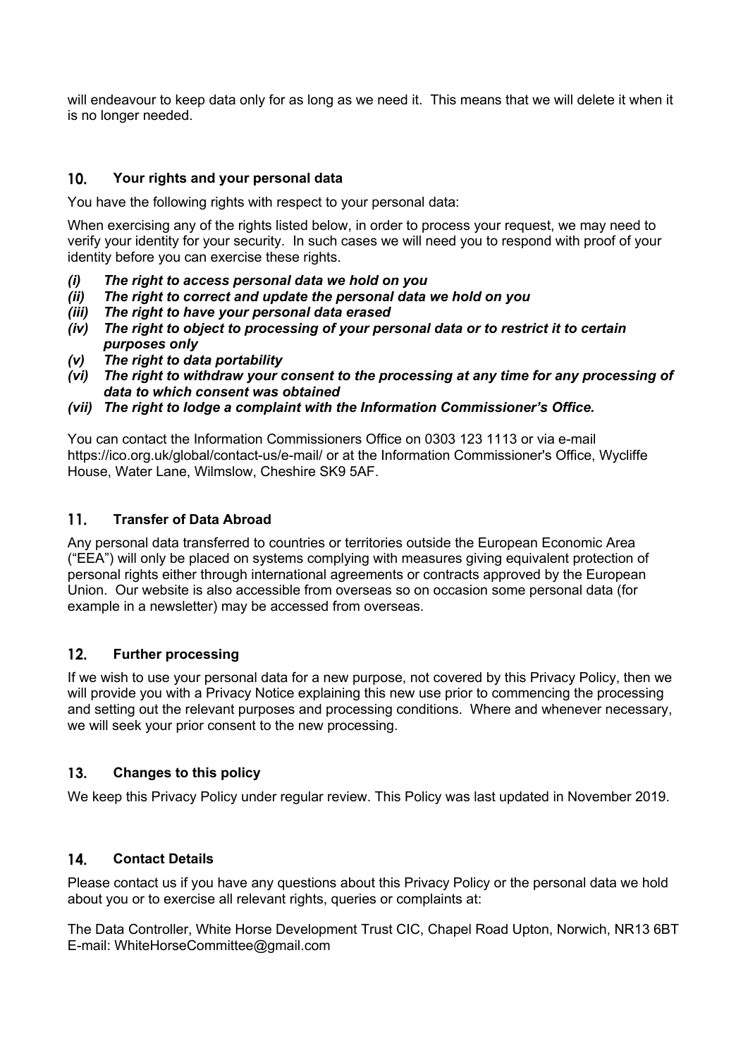will endeavour to keep data only for as long as we need it. This means that we will delete it when it is no longer needed.

## 10. Your rights and your personal data

You have the following rights with respect to your personal data:

When exercising any of the rights listed below, in order to process your request, we may need to verify your identity for your security. In such cases we will need you to respond with proof of your identity before you can exercise these rights.

***(i) The right to access personal data we hold on you***
***(ii) The right to correct and update the personal data we hold on you***
***(iii) The right to have your personal data erased***
***(iv) The right to object to processing of your personal data or to restrict it to certain purposes only***
***(v) The right to data portability***
***(vi) The right to withdraw your consent to the processing at any time for any processing of data to which consent was obtained***
***(vii) The right to lodge a complaint with the Information Commissioner's Office.***

You can contact the Information Commissioners Office on 0303 123 1113 or via e-mail https://ico.org.uk/global/contact-us/e-mail/ or at the Information Commissioner's Office, Wycliffe House, Water Lane, Wilmslow, Cheshire SK9 5AF.

## 11. Transfer of Data Abroad

Any personal data transferred to countries or territories outside the European Economic Area ("EEA") will only be placed on systems complying with measures giving equivalent protection of personal rights either through international agreements or contracts approved by the European Union. Our website is also accessible from overseas so on occasion some personal data (for example in a newsletter) may be accessed from overseas.

## 12. Further processing

If we wish to use your personal data for a new purpose, not covered by this Privacy Policy, then we will provide you with a Privacy Notice explaining this new use prior to commencing the processing and setting out the relevant purposes and processing conditions. Where and whenever necessary, we will seek your prior consent to the new processing.

## 13. Changes to this policy

We keep this Privacy Policy under regular review. This Policy was last updated in November 2019.

## 14. Contact Details

Please contact us if you have any questions about this Privacy Policy or the personal data we hold about you or to exercise all relevant rights, queries or complaints at:

The Data Controller, White Horse Development Trust CIC, Chapel Road Upton, Norwich, NR13 6BT
E-mail: WhiteHorseCommittee@gmail.com